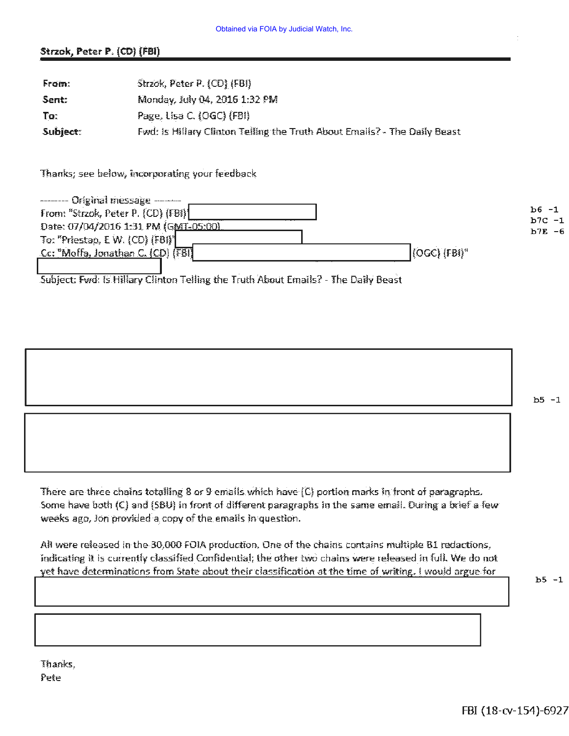Obtained via FOIA by Judicial Watch, Inc.

**Strzok, Peter P. (CD) (FBI)**

| | |
|---|---|
| **From:** | Strzok, Peter P. (CD) (FBI) |
| **Sent:** | Monday, July 04, 2016 1:32 PM |
| **To:** | Page, Lisa C. (OGC) (FBI) |
| **Subject:** | Fwd: Is Hillary Clinton Telling the Truth About Emails? - The Daily Beast |

Thanks; see below, incorporating your feedback

-------- Original message --------
From: "Strzok, Peter P. (CD) (FBI)"
Date: 07/04/2016 1:31 PM (GMT-05:00)
To: "Priestap, E W. (CD) (FBI)"
Cc: "Moffa, Jonathan C. (CD) (FBI) (OGC) (FBI)"
Subject: Fwd: Is Hillary Clinton Telling the Truth About Emails? - The Daily Beast

b6 -1
b7C -1
b7E -6

b5 -1

There are three chains totalling 8 or 9 emails which have (C) portion marks in front of paragraphs. Some have both (C) and (SBU) in front of different paragraphs in the same email. During a brief a few weeks ago, Jon provided a copy of the emails in question.

All were released in the 30,000 FOIA production. One of the chains contains multiple B1 redactions, indicating it is currently classified Confidential; the other two chains were released in full. We do not yet have determinations from State about their classification at the time of writing. I would argue for

b5 -1

Thanks,
Pete

FBI (18-cv-154)-6927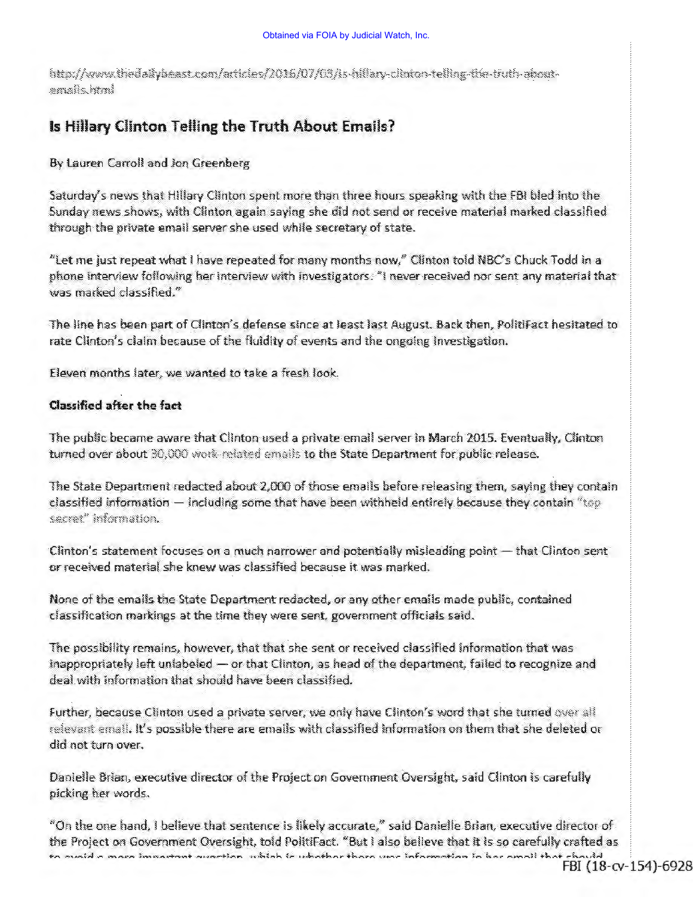Obtained via FOIA by Judicial Watch, Inc.

http://www.thedailybeast.com/articles/2016/07/03/is-hillary-clinton-telling-the-truth-about-emails.html

## Is Hillary Clinton Telling the Truth About Emails?

By Lauren Carroll and Jon Greenberg

Saturday's news that Hillary Clinton spent more than three hours speaking with the FBI bled into the Sunday news shows, with Clinton again saying she did not send or receive material marked classified through the private email server she used while secretary of state.

"Let me just repeat what I have repeated for many months now," Clinton told NBC's Chuck Todd in a phone interview following her interview with investigators. "I never received nor sent any material that was marked classified."

The line has been part of Clinton's defense since at least last August. Back then, PolitiFact hesitated to rate Clinton's claim because of the fluidity of events and the ongoing investigation.

Eleven months later, we wanted to take a fresh look.

**Classified after the fact**

The public became aware that Clinton used a private email server in March 2015. Eventually, Clinton turned over about 30,000 work-related emails to the State Department for public release.

The State Department redacted about 2,000 of those emails before releasing them, saying they contain classified information — including some that have been withheld entirely because they contain "top secret" information.

Clinton's statement focuses on a much narrower and potentially misleading point — that Clinton sent or received material she knew was classified because it was marked.

None of the emails the State Department redacted, or any other emails made public, contained classification markings at the time they were sent, government officials said.

The possibility remains, however, that that she sent or received classified information that was inappropriately left unlabeled — or that Clinton, as head of the department, failed to recognize and deal with information that should have been classified.

Further, because Clinton used a private server, we only have Clinton's word that she turned over all relevant email. It's possible there are emails with classified information on them that she deleted or did not turn over.

Danielle Brian, executive director of the Project on Government Oversight, said Clinton is carefully picking her words.

"On the one hand, I believe that sentence is likely accurate," said Danielle Brian, executive director of the Project on Government Oversight, told PolitiFact. "But I also believe that it is so carefully crafted as to avoid a more important question, which is whether there was information in her email that should

FBI (18-cv-154)-6928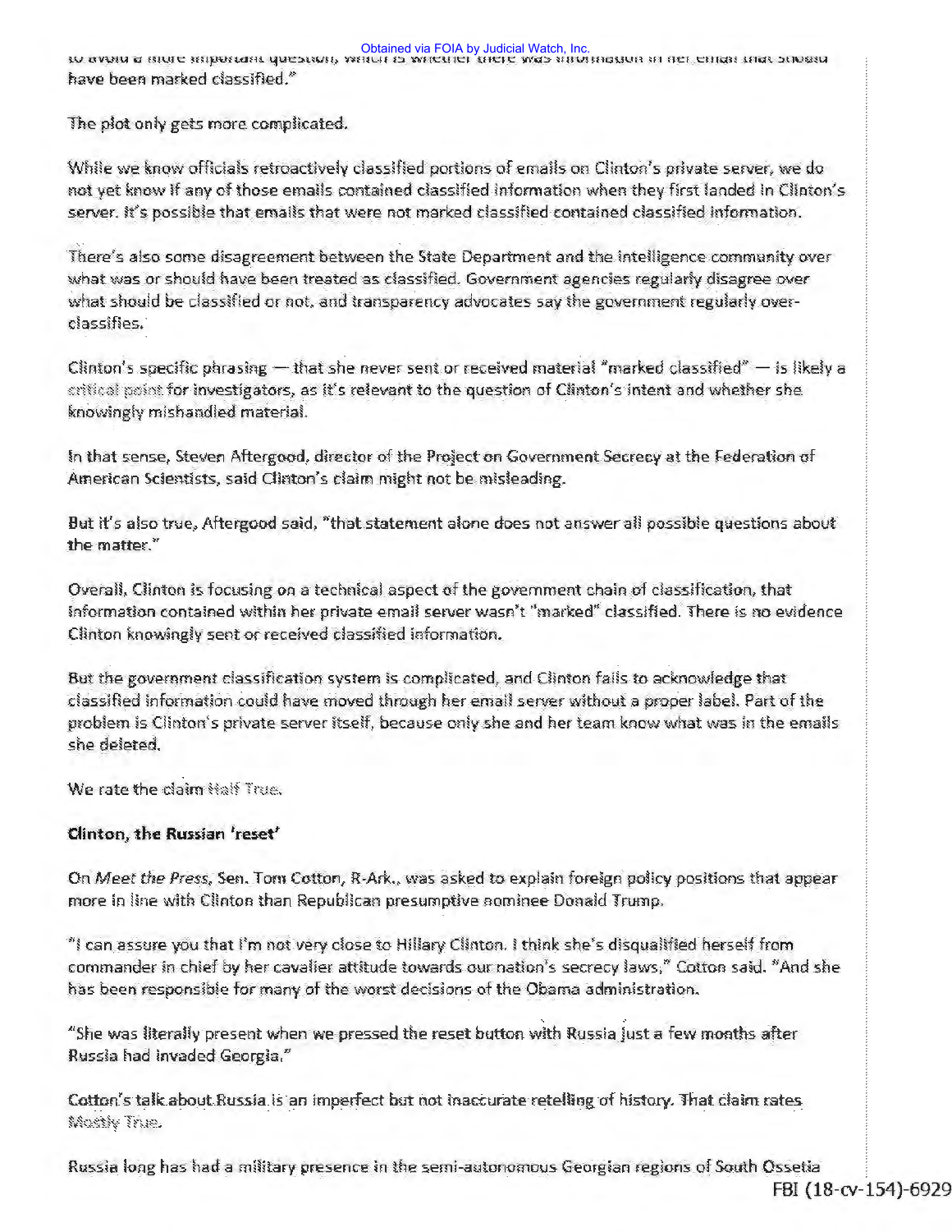to avoid a more important question, which is whether there was information in her email that should have been marked classified."

The plot only gets more complicated.

While we know officials retroactively classified portions of emails on Clinton's private server, we do not yet know if any of those emails contained classified information when they first landed in Clinton's server. It's possible that emails that were not marked classified contained classified information.

There's also some disagreement between the State Department and the intelligence community over what was or should have been treated as classified. Government agencies regularly disagree over what should be classified or not, and transparency advocates say the government regularly over-classifies.

Clinton's specific phrasing — that she never sent or received material "marked classified" — is likely a critical point for investigators, as it's relevant to the question of Clinton's intent and whether she knowingly mishandled material.

In that sense, Steven Aftergood, director of the Project on Government Secrecy at the Federation of American Scientists, said Clinton's claim might not be misleading.

But it's also true, Aftergood said, "that statement alone does not answer all possible questions about the matter."

Overall, Clinton is focusing on a technical aspect of the government chain of classification, that information contained within her private email server wasn't "marked" classified. There is no evidence Clinton knowingly sent or received classified information.

But the government classification system is complicated, and Clinton fails to acknowledge that classified information could have moved through her email server without a proper label. Part of the problem is Clinton's private server itself, because only she and her team know what was in the emails she deleted.

We rate the claim Half True.

**Clinton, the Russian 'reset'**

On *Meet the Press*, Sen. Tom Cotton, R-Ark., was asked to explain foreign policy positions that appear more in line with Clinton than Republican presumptive nominee Donald Trump.

"I can assure you that I'm not very close to Hillary Clinton. I think she's disqualified herself from commander in chief by her cavalier attitude towards our nation's secrecy laws," Cotton said. "And she has been responsible for many of the worst decisions of the Obama administration.

"She was literally present when we pressed the reset button with Russia just a few months after Russia had invaded Georgia."

Cotton's talk about Russia is an imperfect but not inaccurate retelling of history. That claim rates Mostly True.

Russia long has had a military presence in the semi-autonomous Georgian regions of South Ossetia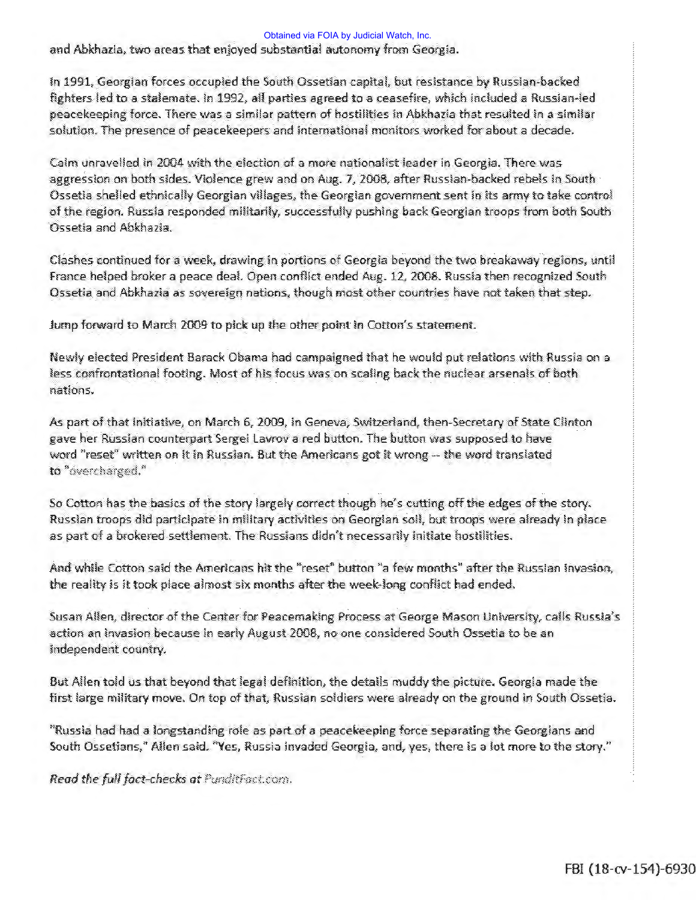and Abkhazia, two areas that enjoyed substantial autonomy from Georgia.

In 1991, Georgian forces occupied the South Ossetian capital, but resistance by Russian-backed fighters led to a stalemate. In 1992, all parties agreed to a ceasefire, which included a Russian-led peacekeeping force. There was a similar pattern of hostilities in Abkhazia that resulted in a similar solution. The presence of peacekeepers and international monitors worked for about a decade.

Calm unravelled in 2004 with the election of a more nationalist leader in Georgia. There was aggression on both sides. Violence grew and on Aug. 7, 2008, after Russian-backed rebels in South Ossetia shelled ethnically Georgian villages, the Georgian government sent in its army to take control of the region. Russia responded militarily, successfully pushing back Georgian troops from both South Ossetia and Abkhazia.

Clashes continued for a week, drawing in portions of Georgia beyond the two breakaway regions, until France helped broker a peace deal. Open conflict ended Aug. 12, 2008. Russia then recognized South Ossetia and Abkhazia as sovereign nations, though most other countries have not taken that step.

Jump forward to March 2009 to pick up the other point in Cotton's statement.

Newly elected President Barack Obama had campaigned that he would put relations with Russia on a less confrontational footing. Most of his focus was on scaling back the nuclear arsenals of both nations.

As part of that initiative, on March 6, 2009, in Geneva, Switzerland, then-Secretary of State Clinton gave her Russian counterpart Sergei Lavrov a red button. The button was supposed to have word "reset" written on it in Russian. But the Americans got it wrong -- the word translated to "overcharged."

So Cotton has the basics of the story largely correct though he's cutting off the edges of the story. Russian troops did participate in military activities on Georgian soil, but troops were already in place as part of a brokered settlement. The Russians didn't necessarily initiate hostilities.

And while Cotton said the Americans hit the "reset" button "a few months" after the Russian invasion, the reality is it took place almost six months after the week-long conflict had ended.

Susan Allen, director of the Center for Peacemaking Process at George Mason University, calls Russia's action an invasion because in early August 2008, no one considered South Ossetia to be an independent country.

But Allen told us that beyond that legal definition, the details muddy the picture. Georgia made the first large military move. On top of that, Russian soldiers were already on the ground in South Ossetia.

"Russia had had a longstanding role as part of a peacekeeping force separating the Georgians and South Ossetians," Allen said. "Yes, Russia invaded Georgia, and, yes, there is a lot more to the story."

*Read the full fact-checks at PunditFact.com.*